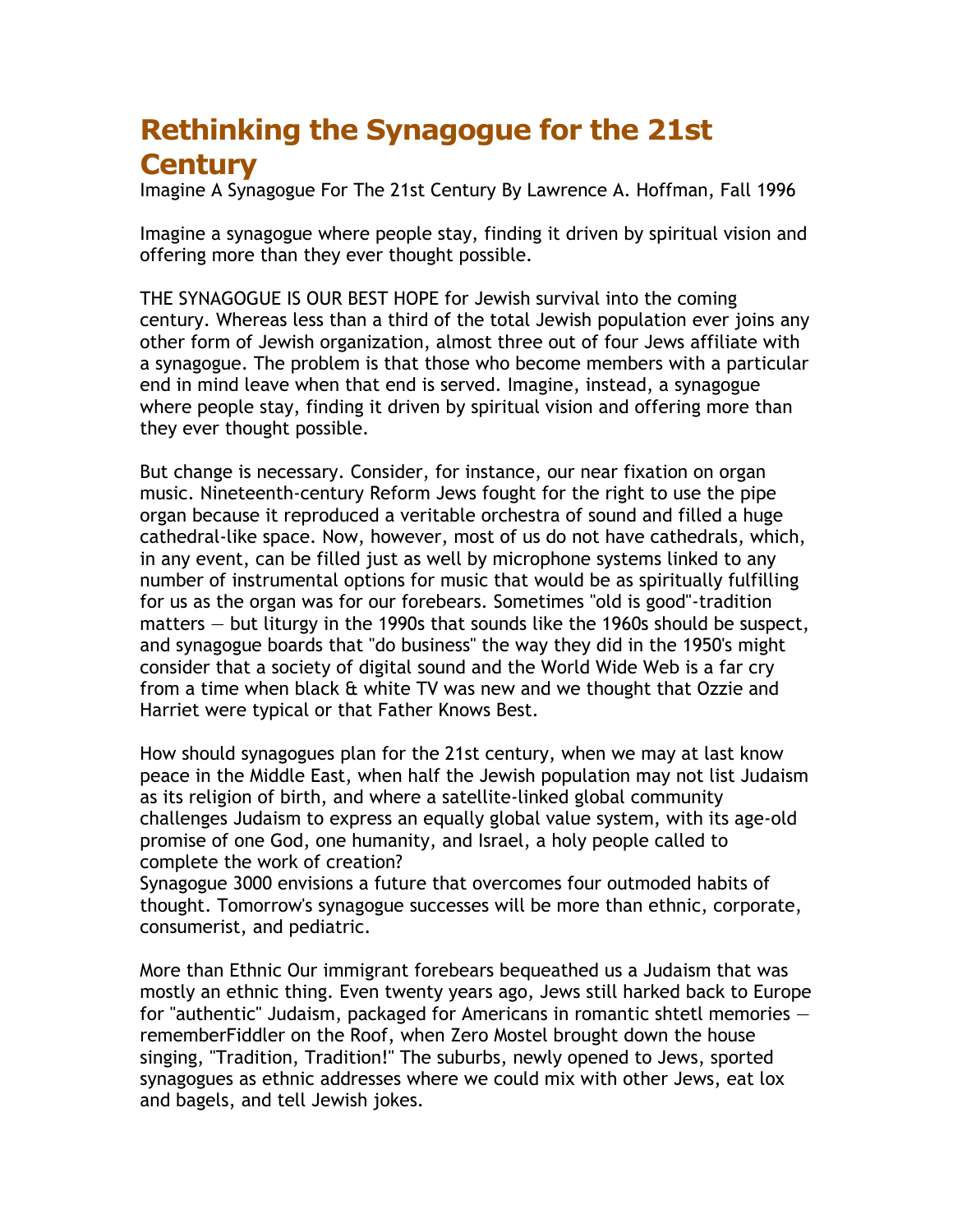# Rethinking the Synagogue for the 21st Century

Imagine A Synagogue For The 21st Century By Lawrence A. Hoffman, Fall 1996

Imagine a synagogue where people stay, finding it driven by spiritual vision and offering more than they ever thought possible.

THE SYNAGOGUE IS OUR BEST HOPE for Jewish survival into the coming century. Whereas less than a third of the total Jewish population ever joins any other form of Jewish organization, almost three out of four Jews affiliate with a synagogue. The problem is that those who become members with a particular end in mind leave when that end is served. Imagine, instead, a synagogue where people stay, finding it driven by spiritual vision and offering more than they ever thought possible.

But change is necessary. Consider, for instance, our near fixation on organ music. Nineteenth-century Reform Jews fought for the right to use the pipe organ because it reproduced a veritable orchestra of sound and filled a huge cathedral-like space. Now, however, most of us do not have cathedrals, which, in any event, can be filled just as well by microphone systems linked to any number of instrumental options for music that would be as spiritually fulfilling for us as the organ was for our forebears. Sometimes "old is good"-tradition matters — but liturgy in the 1990s that sounds like the 1960s should be suspect, and synagogue boards that "do business" the way they did in the 1950's might consider that a society of digital sound and the World Wide Web is a far cry from a time when black & white TV was new and we thought that Ozzie and Harriet were typical or that Father Knows Best.

How should synagogues plan for the 21st century, when we may at last know peace in the Middle East, when half the Jewish population may not list Judaism as its religion of birth, and where a satellite-linked global community challenges Judaism to express an equally global value system, with its age-old promise of one God, one humanity, and Israel, a holy people called to complete the work of creation?
Synagogue 3000 envisions a future that overcomes four outmoded habits of thought. Tomorrow's synagogue successes will be more than ethnic, corporate, consumerist, and pediatric.

More than Ethnic Our immigrant forebears bequeathed us a Judaism that was mostly an ethnic thing. Even twenty years ago, Jews still harked back to Europe for "authentic" Judaism, packaged for Americans in romantic shtetl memories — rememberFiddler on the Roof, when Zero Mostel brought down the house singing, "Tradition, Tradition!" The suburbs, newly opened to Jews, sported synagogues as ethnic addresses where we could mix with other Jews, eat lox and bagels, and tell Jewish jokes.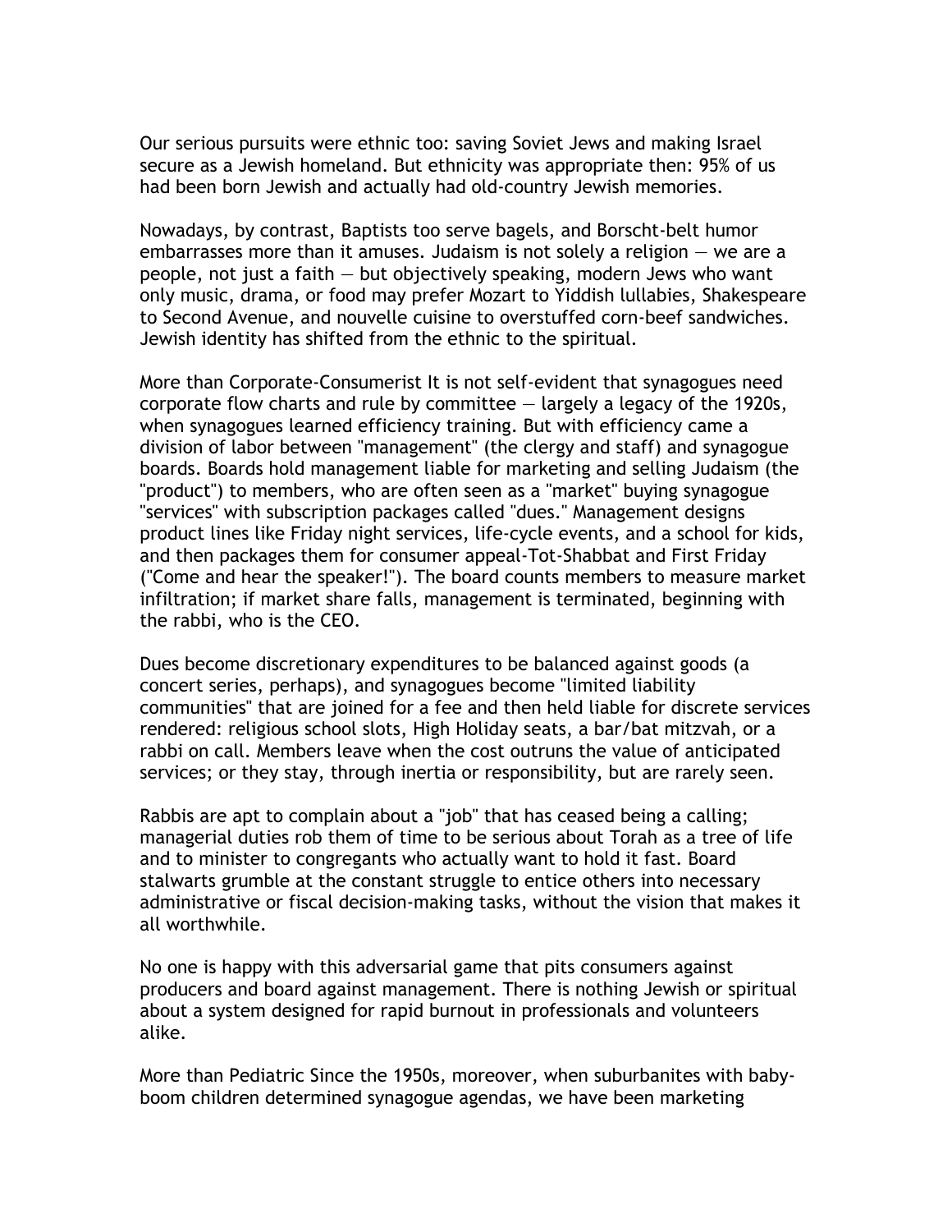Our serious pursuits were ethnic too: saving Soviet Jews and making Israel secure as a Jewish homeland. But ethnicity was appropriate then: 95% of us had been born Jewish and actually had old-country Jewish memories.

Nowadays, by contrast, Baptists too serve bagels, and Borscht-belt humor embarrasses more than it amuses. Judaism is not solely a religion — we are a people, not just a faith — but objectively speaking, modern Jews who want only music, drama, or food may prefer Mozart to Yiddish lullabies, Shakespeare to Second Avenue, and nouvelle cuisine to overstuffed corn-beef sandwiches. Jewish identity has shifted from the ethnic to the spiritual.

**More than Corporate-Consumerist** It is not self-evident that synagogues need corporate flow charts and rule by committee — largely a legacy of the 1920s, when synagogues learned efficiency training. But with efficiency came a division of labor between "management" (the clergy and staff) and synagogue boards. Boards hold management liable for marketing and selling Judaism (the "product") to members, who are often seen as a "market" buying synagogue "services" with subscription packages called "dues." Management designs product lines like Friday night services, life-cycle events, and a school for kids, and then packages them for consumer appeal-Tot-Shabbat and First Friday ("Come and hear the speaker!"). The board counts members to measure market infiltration; if market share falls, management is terminated, beginning with the rabbi, who is the CEO.

Dues become discretionary expenditures to be balanced against goods (a concert series, perhaps), and synagogues become "limited liability communities" that are joined for a fee and then held liable for discrete services rendered: religious school slots, High Holiday seats, a bar/bat mitzvah, or a rabbi on call. Members leave when the cost outruns the value of anticipated services; or they stay, through inertia or responsibility, but are rarely seen.

Rabbis are apt to complain about a "job" that has ceased being a calling; managerial duties rob them of time to be serious about Torah as a tree of life and to minister to congregants who actually want to hold it fast. Board stalwarts grumble at the constant struggle to entice others into necessary administrative or fiscal decision-making tasks, without the vision that makes it all worthwhile.

No one is happy with this adversarial game that pits consumers against producers and board against management. There is nothing Jewish or spiritual about a system designed for rapid burnout in professionals and volunteers alike.

**More than Pediatric** Since the 1950s, moreover, when suburbanites with baby-boom children determined synagogue agendas, we have been marketing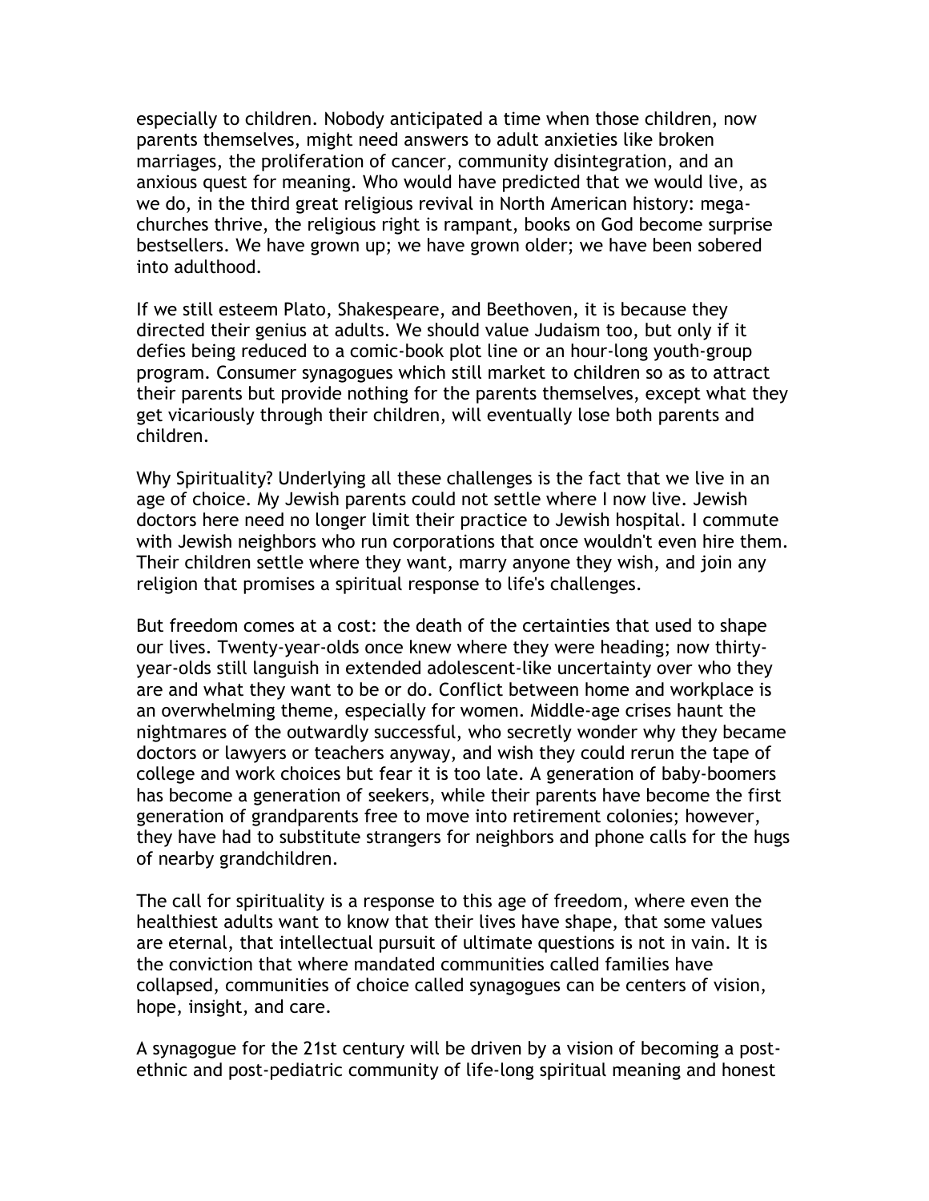especially to children. Nobody anticipated a time when those children, now parents themselves, might need answers to adult anxieties like broken marriages, the proliferation of cancer, community disintegration, and an anxious quest for meaning. Who would have predicted that we would live, as we do, in the third great religious revival in North American history: mega-churches thrive, the religious right is rampant, books on God become surprise bestsellers. We have grown up; we have grown older; we have been sobered into adulthood.

If we still esteem Plato, Shakespeare, and Beethoven, it is because they directed their genius at adults. We should value Judaism too, but only if it defies being reduced to a comic-book plot line or an hour-long youth-group program. Consumer synagogues which still market to children so as to attract their parents but provide nothing for the parents themselves, except what they get vicariously through their children, will eventually lose both parents and children.

Why Spirituality? Underlying all these challenges is the fact that we live in an age of choice. My Jewish parents could not settle where I now live. Jewish doctors here need no longer limit their practice to Jewish hospital. I commute with Jewish neighbors who run corporations that once wouldn't even hire them. Their children settle where they want, marry anyone they wish, and join any religion that promises a spiritual response to life's challenges.

But freedom comes at a cost: the death of the certainties that used to shape our lives. Twenty-year-olds once knew where they were heading; now thirty-year-olds still languish in extended adolescent-like uncertainty over who they are and what they want to be or do. Conflict between home and workplace is an overwhelming theme, especially for women. Middle-age crises haunt the nightmares of the outwardly successful, who secretly wonder why they became doctors or lawyers or teachers anyway, and wish they could rerun the tape of college and work choices but fear it is too late. A generation of baby-boomers has become a generation of seekers, while their parents have become the first generation of grandparents free to move into retirement colonies; however, they have had to substitute strangers for neighbors and phone calls for the hugs of nearby grandchildren.

The call for spirituality is a response to this age of freedom, where even the healthiest adults want to know that their lives have shape, that some values are eternal, that intellectual pursuit of ultimate questions is not in vain. It is the conviction that where mandated communities called families have collapsed, communities of choice called synagogues can be centers of vision, hope, insight, and care.

A synagogue for the 21st century will be driven by a vision of becoming a post-ethnic and post-pediatric community of life-long spiritual meaning and honest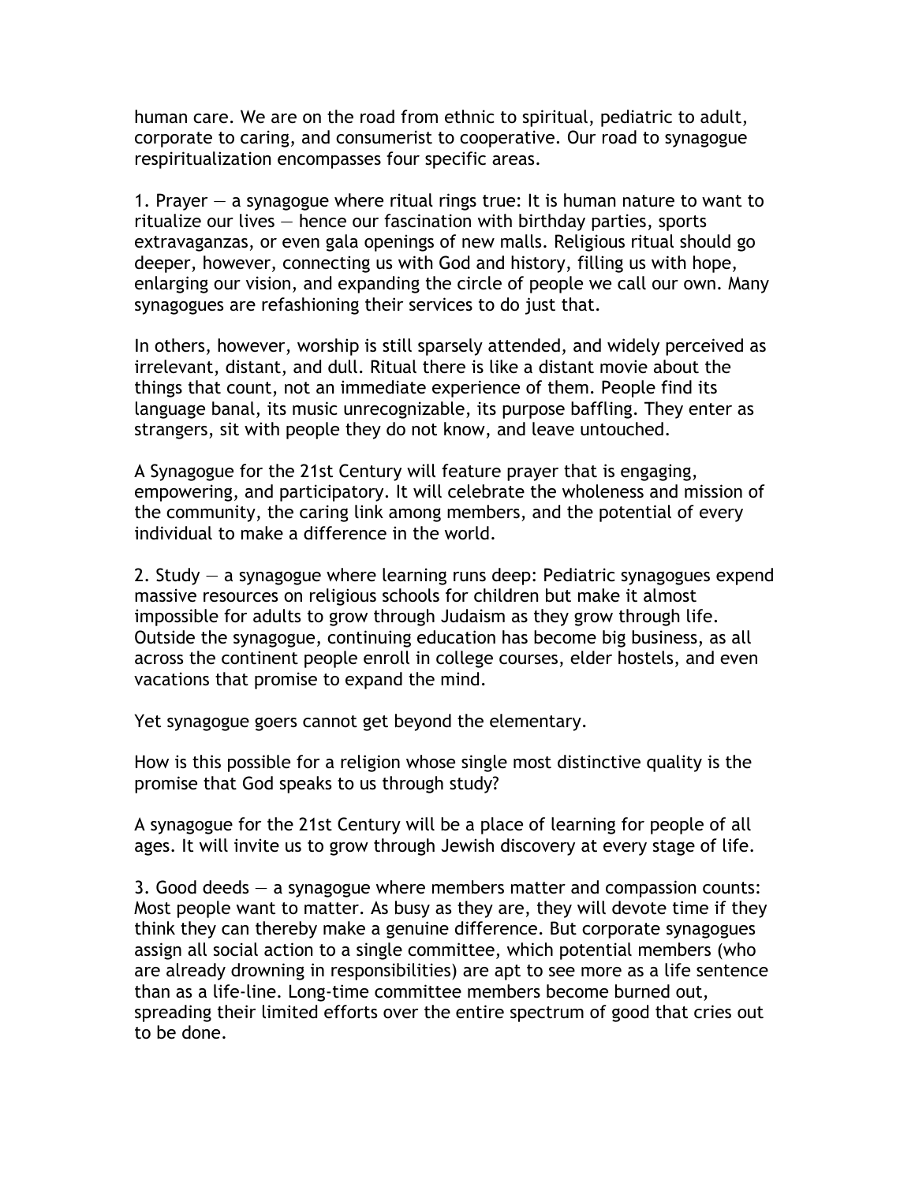human care. We are on the road from ethnic to spiritual, pediatric to adult, corporate to caring, and consumerist to cooperative. Our road to synagogue respiritualization encompasses four specific areas.

1. Prayer — a synagogue where ritual rings true: It is human nature to want to ritualize our lives — hence our fascination with birthday parties, sports extravaganzas, or even gala openings of new malls. Religious ritual should go deeper, however, connecting us with God and history, filling us with hope, enlarging our vision, and expanding the circle of people we call our own. Many synagogues are refashioning their services to do just that.

In others, however, worship is still sparsely attended, and widely perceived as irrelevant, distant, and dull. Ritual there is like a distant movie about the things that count, not an immediate experience of them. People find its language banal, its music unrecognizable, its purpose baffling. They enter as strangers, sit with people they do not know, and leave untouched.

A Synagogue for the 21st Century will feature prayer that is engaging, empowering, and participatory. It will celebrate the wholeness and mission of the community, the caring link among members, and the potential of every individual to make a difference in the world.

2. Study — a synagogue where learning runs deep: Pediatric synagogues expend massive resources on religious schools for children but make it almost impossible for adults to grow through Judaism as they grow through life. Outside the synagogue, continuing education has become big business, as all across the continent people enroll in college courses, elder hostels, and even vacations that promise to expand the mind.

Yet synagogue goers cannot get beyond the elementary.

How is this possible for a religion whose single most distinctive quality is the promise that God speaks to us through study?

A synagogue for the 21st Century will be a place of learning for people of all ages. It will invite us to grow through Jewish discovery at every stage of life.

3. Good deeds — a synagogue where members matter and compassion counts: Most people want to matter. As busy as they are, they will devote time if they think they can thereby make a genuine difference. But corporate synagogues assign all social action to a single committee, which potential members (who are already drowning in responsibilities) are apt to see more as a life sentence than as a life-line. Long-time committee members become burned out, spreading their limited efforts over the entire spectrum of good that cries out to be done.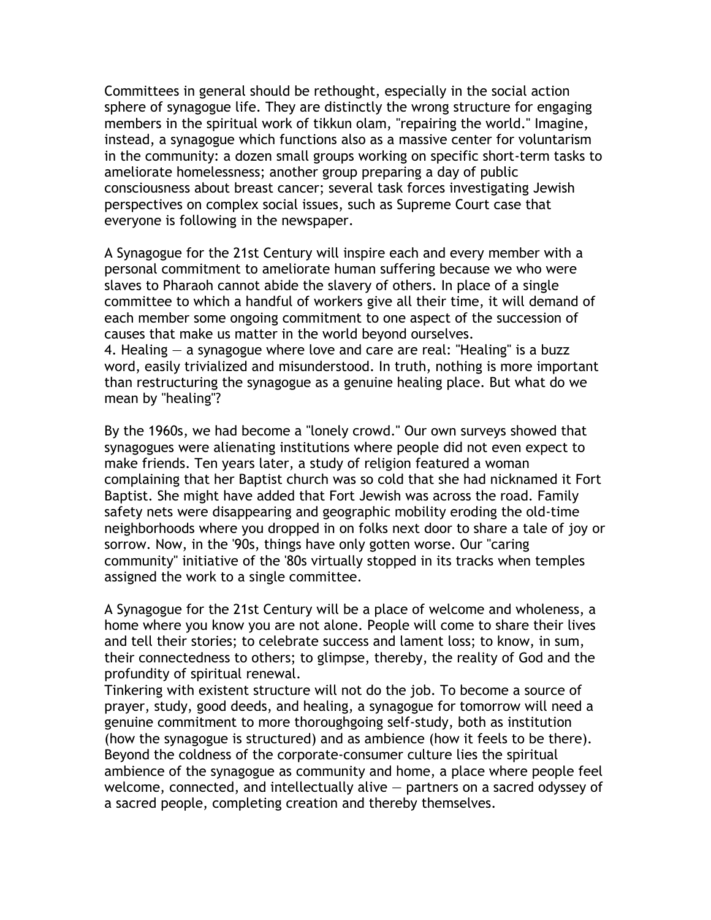Committees in general should be rethought, especially in the social action sphere of synagogue life. They are distinctly the wrong structure for engaging members in the spiritual work of tikkun olam, "repairing the world." Imagine, instead, a synagogue which functions also as a massive center for voluntarism in the community: a dozen small groups working on specific short-term tasks to ameliorate homelessness; another group preparing a day of public consciousness about breast cancer; several task forces investigating Jewish perspectives on complex social issues, such as Supreme Court case that everyone is following in the newspaper.

A Synagogue for the 21st Century will inspire each and every member with a personal commitment to ameliorate human suffering because we who were slaves to Pharaoh cannot abide the slavery of others. In place of a single committee to which a handful of workers give all their time, it will demand of each member some ongoing commitment to one aspect of the succession of causes that make us matter in the world beyond ourselves.

4. Healing — a synagogue where love and care are real: "Healing" is a buzz word, easily trivialized and misunderstood. In truth, nothing is more important than restructuring the synagogue as a genuine healing place. But what do we mean by "healing"?

By the 1960s, we had become a "lonely crowd." Our own surveys showed that synagogues were alienating institutions where people did not even expect to make friends. Ten years later, a study of religion featured a woman complaining that her Baptist church was so cold that she had nicknamed it Fort Baptist. She might have added that Fort Jewish was across the road. Family safety nets were disappearing and geographic mobility eroding the old-time neighborhoods where you dropped in on folks next door to share a tale of joy or sorrow. Now, in the '90s, things have only gotten worse. Our "caring community" initiative of the '80s virtually stopped in its tracks when temples assigned the work to a single committee.

A Synagogue for the 21st Century will be a place of welcome and wholeness, a home where you know you are not alone. People will come to share their lives and tell their stories; to celebrate success and lament loss; to know, in sum, their connectedness to others; to glimpse, thereby, the reality of God and the profundity of spiritual renewal.

Tinkering with existent structure will not do the job. To become a source of prayer, study, good deeds, and healing, a synagogue for tomorrow will need a genuine commitment to more thoroughgoing self-study, both as institution (how the synagogue is structured) and as ambience (how it feels to be there). Beyond the coldness of the corporate-consumer culture lies the spiritual ambience of the synagogue as community and home, a place where people feel welcome, connected, and intellectually alive — partners on a sacred odyssey of a sacred people, completing creation and thereby themselves.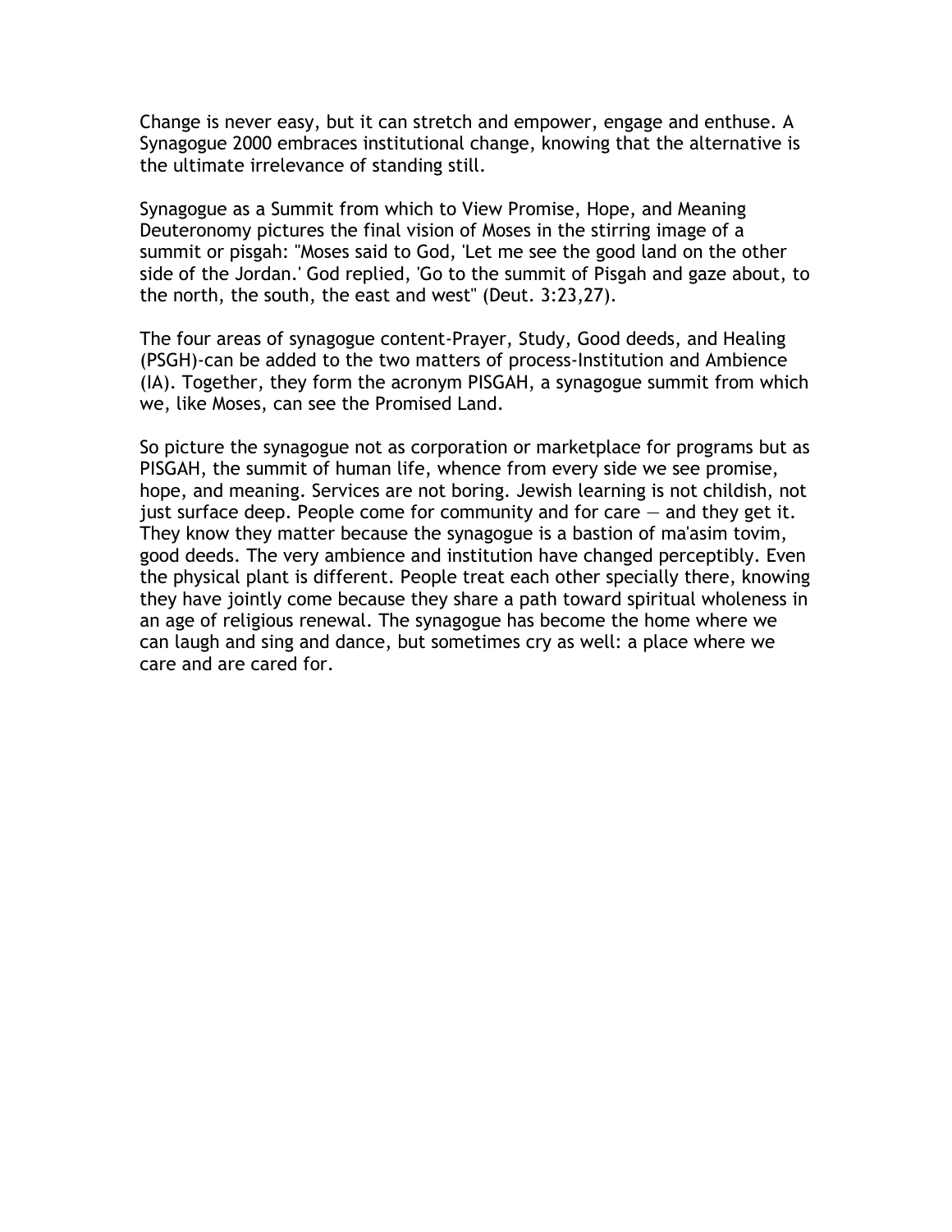Change is never easy, but it can stretch and empower, engage and enthuse. A Synagogue 2000 embraces institutional change, knowing that the alternative is the ultimate irrelevance of standing still.

## Synagogue as a Summit from which to View Promise, Hope, and Meaning

Deuteronomy pictures the final vision of Moses in the stirring image of a summit or pisgah: "Moses said to God, 'Let me see the good land on the other side of the Jordan.' God replied, 'Go to the summit of Pisgah and gaze about, to the north, the south, the east and west" (Deut. 3:23,27).

The four areas of synagogue content-Prayer, Study, Good deeds, and Healing (PSGH)-can be added to the two matters of process-Institution and Ambience (IA). Together, they form the acronym PISGAH, a synagogue summit from which we, like Moses, can see the Promised Land.

So picture the synagogue not as corporation or marketplace for programs but as PISGAH, the summit of human life, whence from every side we see promise, hope, and meaning. Services are not boring. Jewish learning is not childish, not just surface deep. People come for community and for care — and they get it. They know they matter because the synagogue is a bastion of ma'asim tovim, good deeds. The very ambience and institution have changed perceptibly. Even the physical plant is different. People treat each other specially there, knowing they have jointly come because they share a path toward spiritual wholeness in an age of religious renewal. The synagogue has become the home where we can laugh and sing and dance, but sometimes cry as well: a place where we care and are cared for.